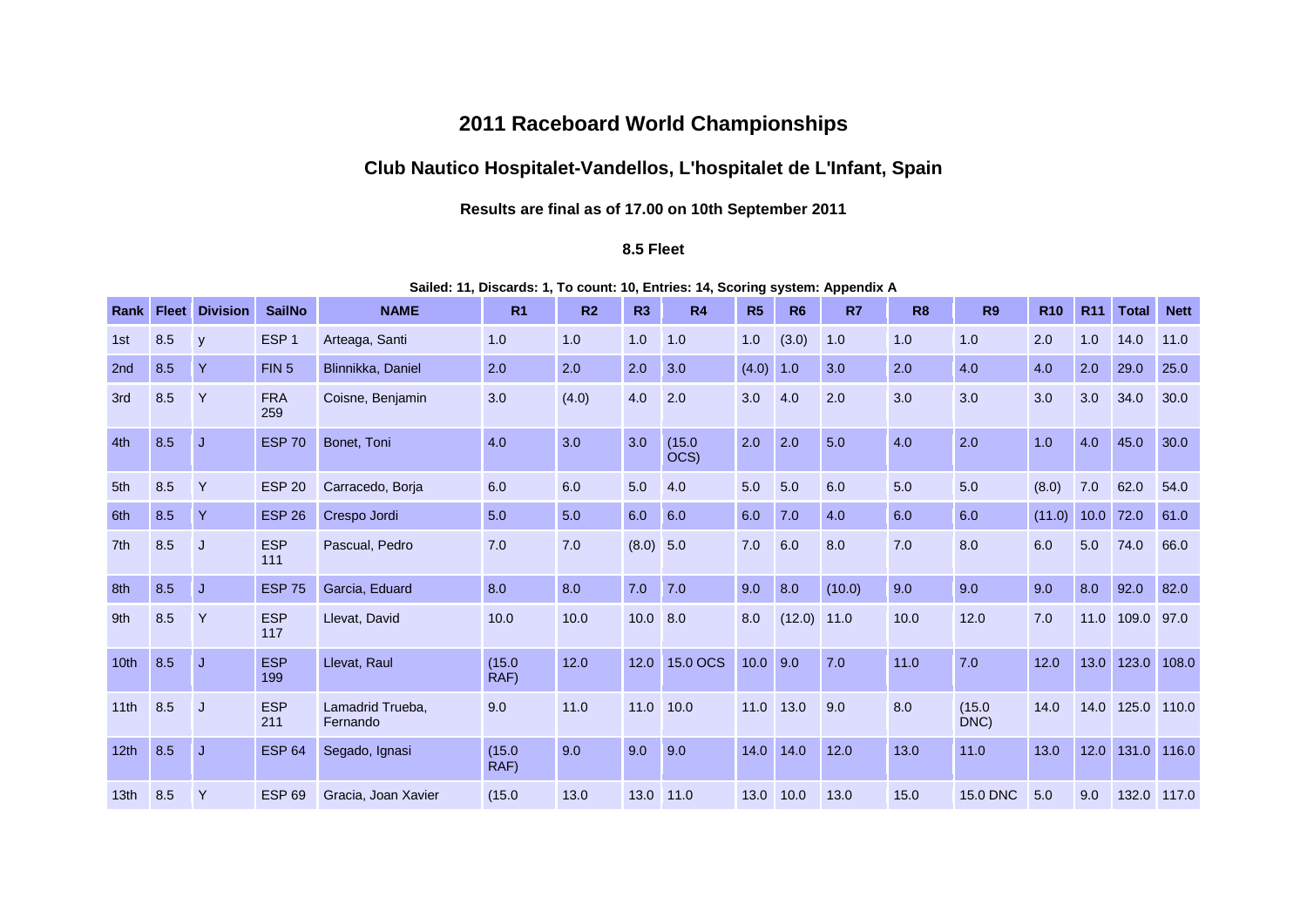# 2011 Raceboard World Championships

## Club Nautico Hospitalet-Vandellos, L'hospitalet de L'Infant, Spain

### Results are final as of 17.00 on 10th September 2011

### 8.5 Fleet

**Sailed: 11, Discards: 1, To count: 10, Entries: 14, Scoring system: Appendix A**

| Rank | Fleet | Division | SailNo | NAME | R1 | R2 | R3 | R4 | R5 | R6 | R7 | R8 | R9 | R10 | R11 | Total | Nett |
|---|---|---|---|---|---|---|---|---|---|---|---|---|---|---|---|---|---|
| 1st | 8.5 | y | ESP 1 | Arteaga, Santi | 1.0 | 1.0 | 1.0 | 1.0 | 1.0 | (3.0) | 1.0 | 1.0 | 1.0 | 2.0 | 1.0 | 14.0 | 11.0 |
| 2nd | 8.5 | Y | FIN 5 | Blinnikka, Daniel | 2.0 | 2.0 | 2.0 | 3.0 | (4.0) | 1.0 | 3.0 | 2.0 | 4.0 | 4.0 | 2.0 | 29.0 | 25.0 |
| 3rd | 8.5 | Y | FRA 259 | Coisne, Benjamin | 3.0 | (4.0) | 4.0 | 2.0 | 3.0 | 4.0 | 2.0 | 3.0 | 3.0 | 3.0 | 3.0 | 34.0 | 30.0 |
| 4th | 8.5 | J | ESP 70 | Bonet, Toni | 4.0 | 3.0 | 3.0 | (15.0 OCS) | 2.0 | 2.0 | 5.0 | 4.0 | 2.0 | 1.0 | 4.0 | 45.0 | 30.0 |
| 5th | 8.5 | Y | ESP 20 | Carracedo, Borja | 6.0 | 6.0 | 5.0 | 4.0 | 5.0 | 5.0 | 6.0 | 5.0 | 5.0 | (8.0) | 7.0 | 62.0 | 54.0 |
| 6th | 8.5 | Y | ESP 26 | Crespo Jordi | 5.0 | 5.0 | 6.0 | 6.0 | 6.0 | 7.0 | 4.0 | 6.0 | 6.0 | (11.0) | 10.0 | 72.0 | 61.0 |
| 7th | 8.5 | J | ESP 111 | Pascual, Pedro | 7.0 | 7.0 | (8.0) | 5.0 | 7.0 | 6.0 | 8.0 | 7.0 | 8.0 | 6.0 | 5.0 | 74.0 | 66.0 |
| 8th | 8.5 | J | ESP 75 | Garcia, Eduard | 8.0 | 8.0 | 7.0 | 7.0 | 9.0 | 8.0 | (10.0) | 9.0 | 9.0 | 9.0 | 8.0 | 92.0 | 82.0 |
| 9th | 8.5 | Y | ESP 117 | Llevat, David | 10.0 | 10.0 | 10.0 | 8.0 | 8.0 | (12.0) | 11.0 | 10.0 | 12.0 | 7.0 | 11.0 | 109.0 | 97.0 |
| 10th | 8.5 | J | ESP 199 | Llevat, Raul | (15.0 RAF) | 12.0 | 12.0 | 15.0 OCS | 10.0 | 9.0 | 7.0 | 11.0 | 7.0 | 12.0 | 13.0 | 123.0 | 108.0 |
| 11th | 8.5 | J | ESP 211 | Lamadrid Trueba, Fernando | 9.0 | 11.0 | 11.0 | 10.0 | 11.0 | 13.0 | 9.0 | 8.0 | (15.0 DNC) | 14.0 | 14.0 | 125.0 | 110.0 |
| 12th | 8.5 | J | ESP 64 | Segado, Ignasi | (15.0 RAF) | 9.0 | 9.0 | 9.0 | 14.0 | 14.0 | 12.0 | 13.0 | 11.0 | 13.0 | 12.0 | 131.0 | 116.0 |
| 13th | 8.5 | Y | ESP 69 | Gracia, Joan Xavier | (15.0 | 13.0 | 13.0 | 11.0 | 13.0 | 10.0 | 13.0 | 15.0 | 15.0 DNC | 5.0 | 9.0 | 132.0 | 117.0 |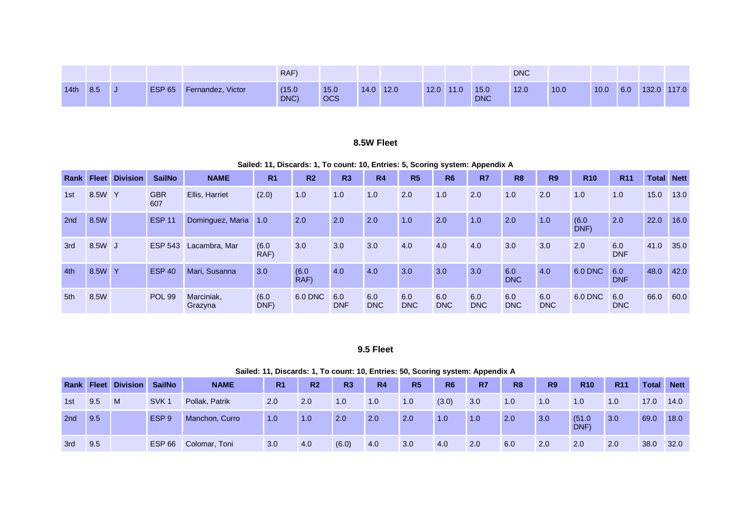| | | | | | RAF) | | | | | | | DNC | | | | | |
|---|---|---|---|---|---|---|---|---|---|---|---|---|---|---|---|---|---|
| 14th | 8.5 | J | ESP 65 | Fernandez, Victor | (15.0 DNC) | 15.0 OCS | 14.0 | 12.0 | 12.0 | 11.0 | 15.0 DNC | 12.0 | 10.0 | 10.0 | 6.0 | 132.0 | 117.0 |

## 8.5W Fleet

**Sailed: 11, Discards: 1, To count: 10, Entries: 5, Scoring system: Appendix A**

| Rank | Fleet | Division | SailNo | NAME | R1 | R2 | R3 | R4 | R5 | R6 | R7 | R8 | R9 | R10 | R11 | Total | Nett |
|---|---|---|---|---|---|---|---|---|---|---|---|---|---|---|---|---|---|
| 1st | 8.5W | Y | GBR 607 | Ellis, Harriet | (2.0) | 1.0 | 1.0 | 1.0 | 2.0 | 1.0 | 2.0 | 1.0 | 2.0 | 1.0 | 1.0 | 15.0 | 13.0 |
| 2nd | 8.5W | | ESP 11 | Dominguez, Maria | 1.0 | 2.0 | 2.0 | 2.0 | 1.0 | 2.0 | 1.0 | 2.0 | 1.0 | (6.0 DNF) | 2.0 | 22.0 | 16.0 |
| 3rd | 8.5W | J | ESP 543 | Lacambra, Mar | (6.0 RAF) | 3.0 | 3.0 | 3.0 | 4.0 | 4.0 | 4.0 | 3.0 | 3.0 | 2.0 | 6.0 DNF | 41.0 | 35.0 |
| 4th | 8.5W | Y | ESP 40 | Mari, Susanna | 3.0 | (6.0 RAF) | 4.0 | 4.0 | 3.0 | 3.0 | 3.0 | 6.0 DNC | 4.0 | 6.0 DNC | 6.0 DNF | 48.0 | 42.0 |
| 5th | 8.5W | | POL 99 | Marciniak, Grazyna | (6.0 DNF) | 6.0 DNC | 6.0 DNF | 6.0 DNC | 6.0 DNC | 6.0 DNC | 6.0 DNC | 6.0 DNC | 6.0 DNC | 6.0 DNC | 6.0 DNC | 66.0 | 60.0 |

## 9.5 Fleet

**Sailed: 11, Discards: 1, To count: 10, Entries: 50, Scoring system: Appendix A**

| Rank | Fleet | Division | SailNo | NAME | R1 | R2 | R3 | R4 | R5 | R6 | R7 | R8 | R9 | R10 | R11 | Total | Nett |
|---|---|---|---|---|---|---|---|---|---|---|---|---|---|---|---|---|---|
| 1st | 9.5 | M | SVK 1 | Pollak, Patrik | 2.0 | 2.0 | 1.0 | 1.0 | 1.0 | (3.0) | 3.0 | 1.0 | 1.0 | 1.0 | 1.0 | 17.0 | 14.0 |
| 2nd | 9.5 | | ESP 9 | Manchon, Curro | 1.0 | 1.0 | 2.0 | 2.0 | 2.0 | 1.0 | 1.0 | 2.0 | 3.0 | (51.0 DNF) | 3.0 | 69.0 | 18.0 |
| 3rd | 9.5 | | ESP 66 | Colomar, Toni | 3.0 | 4.0 | (6.0) | 4.0 | 3.0 | 4.0 | 2.0 | 6.0 | 2.0 | 2.0 | 2.0 | 38.0 | 32.0 |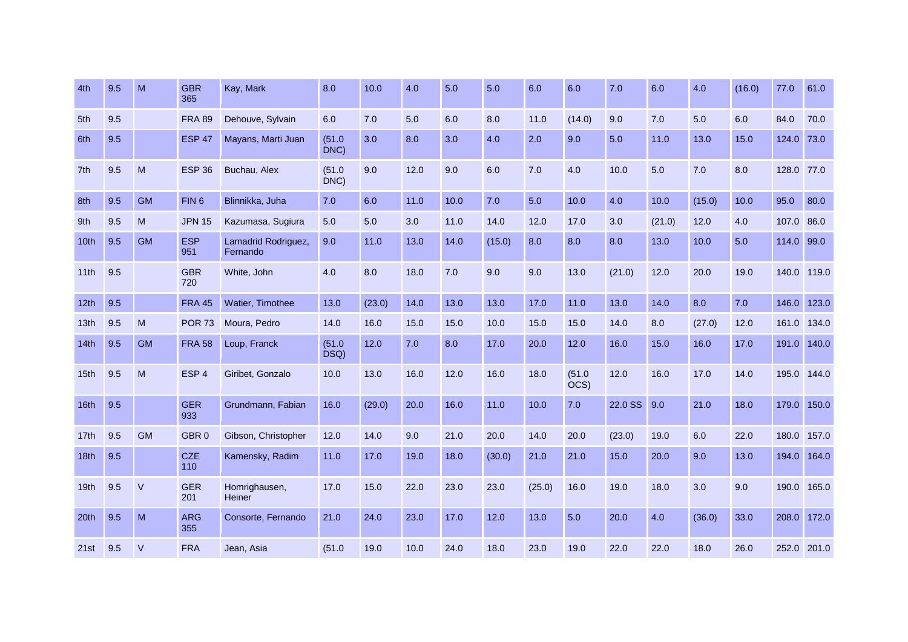| 4th | 9.5 | M | GBR 365 | Kay, Mark | 8.0 | 10.0 | 4.0 | 5.0 | 5.0 | 6.0 | 6.0 | 7.0 | 6.0 | 4.0 | (16.0) | 77.0 | 61.0 |
|---|---|---|---|---|---|---|---|---|---|---|---|---|---|---|---|---|---|
| 5th | 9.5 | | FRA 89 | Dehouve, Sylvain | 6.0 | 7.0 | 5.0 | 6.0 | 8.0 | 11.0 | (14.0) | 9.0 | 7.0 | 5.0 | 6.0 | 84.0 | 70.0 |
| 6th | 9.5 | | ESP 47 | Mayans, Marti Juan | (51.0 DNC) | 3.0 | 8.0 | 3.0 | 4.0 | 2.0 | 9.0 | 5.0 | 11.0 | 13.0 | 15.0 | 124.0 | 73.0 |
| 7th | 9.5 | M | ESP 36 | Buchau, Alex | (51.0 DNC) | 9.0 | 12.0 | 9.0 | 6.0 | 7.0 | 4.0 | 10.0 | 5.0 | 7.0 | 8.0 | 128.0 | 77.0 |
| 8th | 9.5 | GM | FIN 6 | Blinnikka, Juha | 7.0 | 6.0 | 11.0 | 10.0 | 7.0 | 5.0 | 10.0 | 4.0 | 10.0 | (15.0) | 10.0 | 95.0 | 80.0 |
| 9th | 9.5 | M | JPN 15 | Kazumasa, Sugiura | 5.0 | 5.0 | 3.0 | 11.0 | 14.0 | 12.0 | 17.0 | 3.0 | (21.0) | 12.0 | 4.0 | 107.0 | 86.0 |
| 10th | 9.5 | GM | ESP 951 | Lamadrid Rodriguez, Fernando | 9.0 | 11.0 | 13.0 | 14.0 | (15.0) | 8.0 | 8.0 | 8.0 | 13.0 | 10.0 | 5.0 | 114.0 | 99.0 |
| 11th | 9.5 | | GBR 720 | White, John | 4.0 | 8.0 | 18.0 | 7.0 | 9.0 | 9.0 | 13.0 | (21.0) | 12.0 | 20.0 | 19.0 | 140.0 | 119.0 |
| 12th | 9.5 | | FRA 45 | Watier, Timothee | 13.0 | (23.0) | 14.0 | 13.0 | 13.0 | 17.0 | 11.0 | 13.0 | 14.0 | 8.0 | 7.0 | 146.0 | 123.0 |
| 13th | 9.5 | M | POR 73 | Moura, Pedro | 14.0 | 16.0 | 15.0 | 15.0 | 10.0 | 15.0 | 15.0 | 14.0 | 8.0 | (27.0) | 12.0 | 161.0 | 134.0 |
| 14th | 9.5 | GM | FRA 58 | Loup, Franck | (51.0 DSQ) | 12.0 | 7.0 | 8.0 | 17.0 | 20.0 | 12.0 | 16.0 | 15.0 | 16.0 | 17.0 | 191.0 | 140.0 |
| 15th | 9.5 | M | ESP 4 | Giribet, Gonzalo | 10.0 | 13.0 | 16.0 | 12.0 | 16.0 | 18.0 | (51.0 OCS) | 12.0 | 16.0 | 17.0 | 14.0 | 195.0 | 144.0 |
| 16th | 9.5 | | GER 933 | Grundmann, Fabian | 16.0 | (29.0) | 20.0 | 16.0 | 11.0 | 10.0 | 7.0 | 22.0 SS | 9.0 | 21.0 | 18.0 | 179.0 | 150.0 |
| 17th | 9.5 | GM | GBR 0 | Gibson, Christopher | 12.0 | 14.0 | 9.0 | 21.0 | 20.0 | 14.0 | 20.0 | (23.0) | 19.0 | 6.0 | 22.0 | 180.0 | 157.0 |
| 18th | 9.5 | | CZE 110 | Kamensky, Radim | 11.0 | 17.0 | 19.0 | 18.0 | (30.0) | 21.0 | 21.0 | 15.0 | 20.0 | 9.0 | 13.0 | 194.0 | 164.0 |
| 19th | 9.5 | V | GER 201 | Homrighausen, Heiner | 17.0 | 15.0 | 22.0 | 23.0 | 23.0 | (25.0) | 16.0 | 19.0 | 18.0 | 3.0 | 9.0 | 190.0 | 165.0 |
| 20th | 9.5 | M | ARG 355 | Consorte, Fernando | 21.0 | 24.0 | 23.0 | 17.0 | 12.0 | 13.0 | 5.0 | 20.0 | 4.0 | (36.0) | 33.0 | 208.0 | 172.0 |
| 21st | 9.5 | V | FRA | Jean, Asia | (51.0 | 19.0 | 10.0 | 24.0 | 18.0 | 23.0 | 19.0 | 22.0 | 22.0 | 18.0 | 26.0 | 252.0 | 201.0 |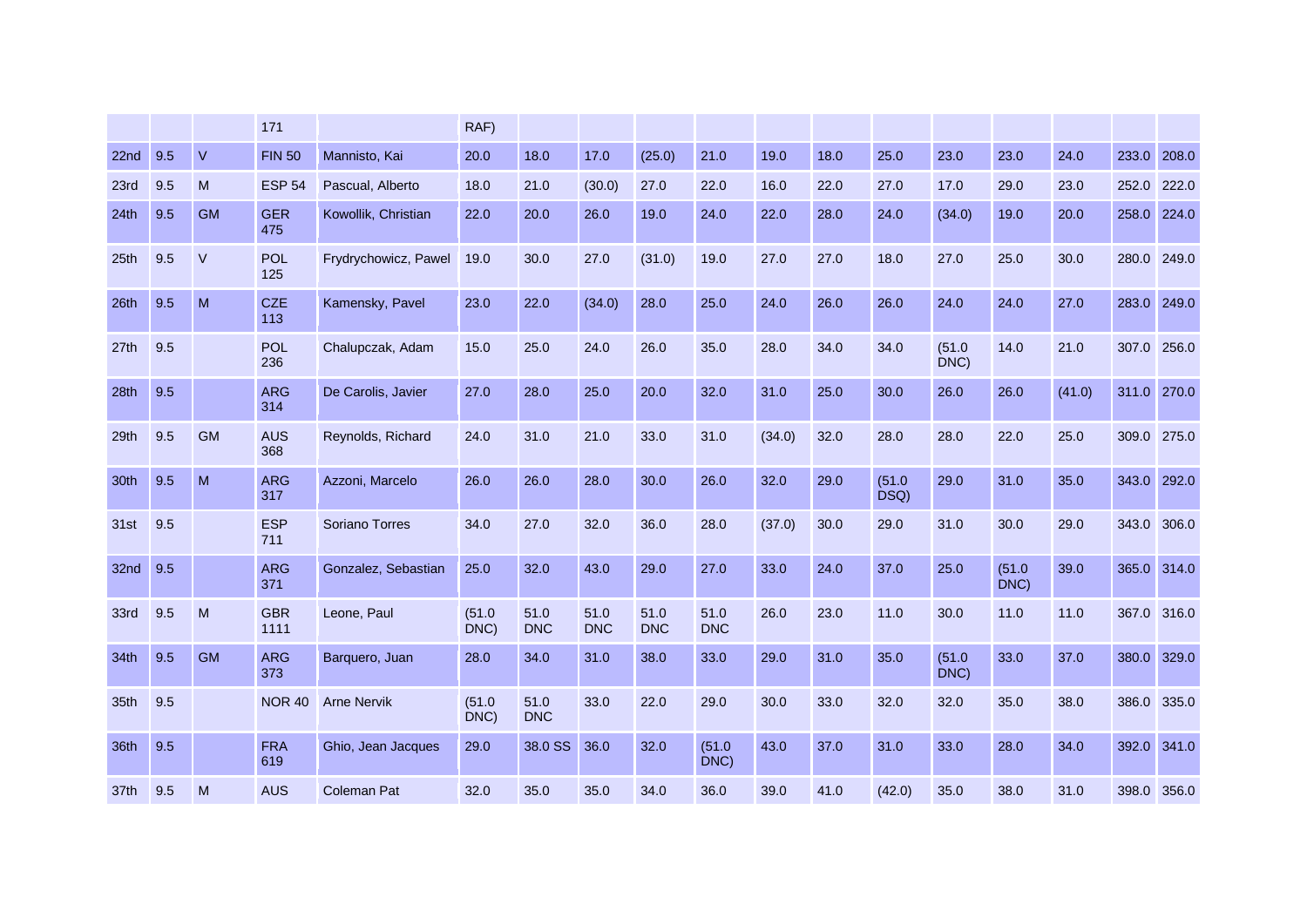|  |  |  | 171 |  | RAF) |  |  |  |  |  |  |  |  |  |  |  |  |
|---|---|---|---|---|---|---|---|---|---|---|---|---|---|---|---|---|---|
| 22nd | 9.5 | V | FIN 50 | Mannisto, Kai | 20.0 | 18.0 | 17.0 | (25.0) | 21.0 | 19.0 | 18.0 | 25.0 | 23.0 | 23.0 | 24.0 | 233.0 | 208.0 |
| 23rd | 9.5 | M | ESP 54 | Pascual, Alberto | 18.0 | 21.0 | (30.0) | 27.0 | 22.0 | 16.0 | 22.0 | 27.0 | 17.0 | 29.0 | 23.0 | 252.0 | 222.0 |
| 24th | 9.5 | GM | GER 475 | Kowollik, Christian | 22.0 | 20.0 | 26.0 | 19.0 | 24.0 | 22.0 | 28.0 | 24.0 | (34.0) | 19.0 | 20.0 | 258.0 | 224.0 |
| 25th | 9.5 | V | POL 125 | Frydrychowicz, Pawel | 19.0 | 30.0 | 27.0 | (31.0) | 19.0 | 27.0 | 27.0 | 18.0 | 27.0 | 25.0 | 30.0 | 280.0 | 249.0 |
| 26th | 9.5 | M | CZE 113 | Kamensky, Pavel | 23.0 | 22.0 | (34.0) | 28.0 | 25.0 | 24.0 | 26.0 | 26.0 | 24.0 | 24.0 | 27.0 | 283.0 | 249.0 |
| 27th | 9.5 |  | POL 236 | Chalupczak, Adam | 15.0 | 25.0 | 24.0 | 26.0 | 35.0 | 28.0 | 34.0 | 34.0 | (51.0 DNC) | 14.0 | 21.0 | 307.0 | 256.0 |
| 28th | 9.5 |  | ARG 314 | De Carolis, Javier | 27.0 | 28.0 | 25.0 | 20.0 | 32.0 | 31.0 | 25.0 | 30.0 | 26.0 | 26.0 | (41.0) | 311.0 | 270.0 |
| 29th | 9.5 | GM | AUS 368 | Reynolds, Richard | 24.0 | 31.0 | 21.0 | 33.0 | 31.0 | (34.0) | 32.0 | 28.0 | 28.0 | 22.0 | 25.0 | 309.0 | 275.0 |
| 30th | 9.5 | M | ARG 317 | Azzoni, Marcelo | 26.0 | 26.0 | 28.0 | 30.0 | 26.0 | 32.0 | 29.0 | (51.0 DSQ) | 29.0 | 31.0 | 35.0 | 343.0 | 292.0 |
| 31st | 9.5 |  | ESP 711 | Soriano Torres | 34.0 | 27.0 | 32.0 | 36.0 | 28.0 | (37.0) | 30.0 | 29.0 | 31.0 | 30.0 | 29.0 | 343.0 | 306.0 |
| 32nd | 9.5 |  | ARG 371 | Gonzalez, Sebastian | 25.0 | 32.0 | 43.0 | 29.0 | 27.0 | 33.0 | 24.0 | 37.0 | 25.0 | (51.0 DNC) | 39.0 | 365.0 | 314.0 |
| 33rd | 9.5 | M | GBR 1111 | Leone, Paul | (51.0 DNC) | 51.0 DNC | 51.0 DNC | 51.0 DNC | 51.0 DNC | 26.0 | 23.0 | 11.0 | 30.0 | 11.0 | 11.0 | 367.0 | 316.0 |
| 34th | 9.5 | GM | ARG 373 | Barquero, Juan | 28.0 | 34.0 | 31.0 | 38.0 | 33.0 | 29.0 | 31.0 | 35.0 | (51.0 DNC) | 33.0 | 37.0 | 380.0 | 329.0 |
| 35th | 9.5 |  | NOR 40 | Arne Nervik | (51.0 DNC) | 51.0 DNC | 33.0 | 22.0 | 29.0 | 30.0 | 33.0 | 32.0 | 32.0 | 35.0 | 38.0 | 386.0 | 335.0 |
| 36th | 9.5 |  | FRA 619 | Ghio, Jean Jacques | 29.0 | 38.0 SS | 36.0 | 32.0 | (51.0 DNC) | 43.0 | 37.0 | 31.0 | 33.0 | 28.0 | 34.0 | 392.0 | 341.0 |
| 37th | 9.5 | M | AUS | Coleman Pat | 32.0 | 35.0 | 35.0 | 34.0 | 36.0 | 39.0 | 41.0 | (42.0) | 35.0 | 38.0 | 31.0 | 398.0 | 356.0 |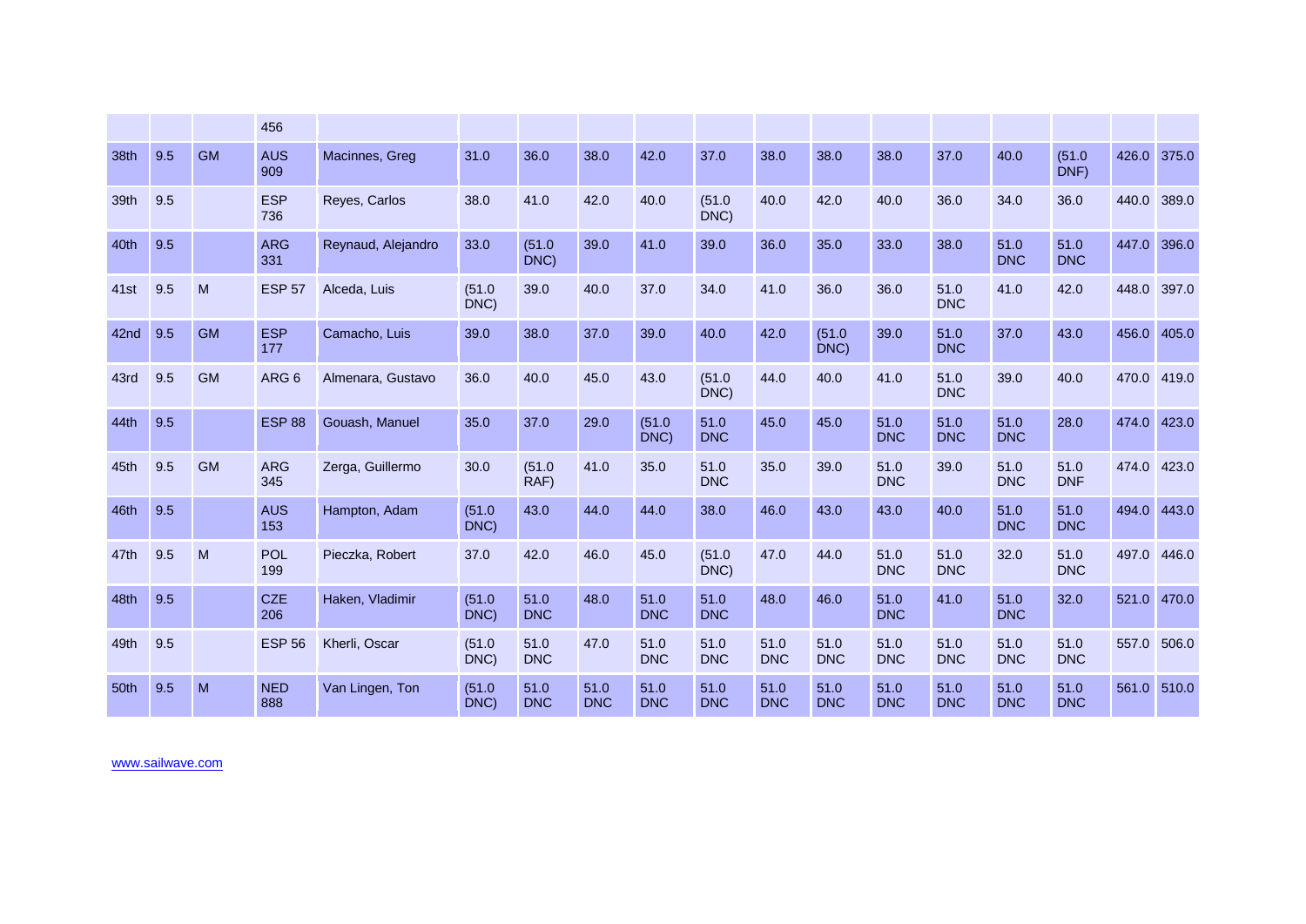| | | | | | | | | | | | | | | | | | |
|---|---|---|---|---|---|---|---|---|---|---|---|---|---|---|---|---|---|
| | | | 456 | | | | | | | | | | | | | | |
| 38th | 9.5 | GM | AUS 909 | Macinnes, Greg | 31.0 | 36.0 | 38.0 | 42.0 | 37.0 | 38.0 | 38.0 | 38.0 | 37.0 | 40.0 | (51.0 DNF) | 426.0 | 375.0 |
| 39th | 9.5 | | ESP 736 | Reyes, Carlos | 38.0 | 41.0 | 42.0 | 40.0 | (51.0 DNC) | 40.0 | 42.0 | 40.0 | 36.0 | 34.0 | 36.0 | 440.0 | 389.0 |
| 40th | 9.5 | | ARG 331 | Reynaud, Alejandro | 33.0 | (51.0 DNC) | 39.0 | 41.0 | 39.0 | 36.0 | 35.0 | 33.0 | 38.0 | 51.0 DNC | 51.0 DNC | 447.0 | 396.0 |
| 41st | 9.5 | M | ESP 57 | Alceda, Luis | (51.0 DNC) | 39.0 | 40.0 | 37.0 | 34.0 | 41.0 | 36.0 | 36.0 | 51.0 DNC | 41.0 | 42.0 | 448.0 | 397.0 |
| 42nd | 9.5 | GM | ESP 177 | Camacho, Luis | 39.0 | 38.0 | 37.0 | 39.0 | 40.0 | 42.0 | (51.0 DNC) | 39.0 | 51.0 DNC | 37.0 | 43.0 | 456.0 | 405.0 |
| 43rd | 9.5 | GM | ARG 6 | Almenara, Gustavo | 36.0 | 40.0 | 45.0 | 43.0 | (51.0 DNC) | 44.0 | 40.0 | 41.0 | 51.0 DNC | 39.0 | 40.0 | 470.0 | 419.0 |
| 44th | 9.5 | | ESP 88 | Gouash, Manuel | 35.0 | 37.0 | 29.0 | (51.0 DNC) | 51.0 DNC | 45.0 | 45.0 | 51.0 DNC | 51.0 DNC | 51.0 DNC | 28.0 | 474.0 | 423.0 |
| 45th | 9.5 | GM | ARG 345 | Zerga, Guillermo | 30.0 | (51.0 RAF) | 41.0 | 35.0 | 51.0 DNC | 35.0 | 39.0 | 51.0 DNC | 39.0 | 51.0 DNC | 51.0 DNF | 474.0 | 423.0 |
| 46th | 9.5 | | AUS 153 | Hampton, Adam | (51.0 DNC) | 43.0 | 44.0 | 44.0 | 38.0 | 46.0 | 43.0 | 43.0 | 40.0 | 51.0 DNC | 51.0 DNC | 494.0 | 443.0 |
| 47th | 9.5 | M | POL 199 | Pieczka, Robert | 37.0 | 42.0 | 46.0 | 45.0 | (51.0 DNC) | 47.0 | 44.0 | 51.0 DNC | 51.0 DNC | 32.0 | 51.0 DNC | 497.0 | 446.0 |
| 48th | 9.5 | | CZE 206 | Haken, Vladimir | (51.0 DNC) | 51.0 DNC | 48.0 | 51.0 DNC | 51.0 DNC | 48.0 | 46.0 | 51.0 DNC | 41.0 | 51.0 DNC | 32.0 | 521.0 | 470.0 |
| 49th | 9.5 | | ESP 56 | Kherli, Oscar | (51.0 DNC) | 51.0 DNC | 47.0 | 51.0 DNC | 51.0 DNC | 51.0 DNC | 51.0 DNC | 51.0 DNC | 51.0 DNC | 51.0 DNC | 51.0 DNC | 557.0 | 506.0 |
| 50th | 9.5 | M | NED 888 | Van Lingen, Ton | (51.0 DNC) | 51.0 DNC | 51.0 DNC | 51.0 DNC | 51.0 DNC | 51.0 DNC | 51.0 DNC | 51.0 DNC | 51.0 DNC | 51.0 DNC | 51.0 DNC | 561.0 | 510.0 |

www.sailwave.com